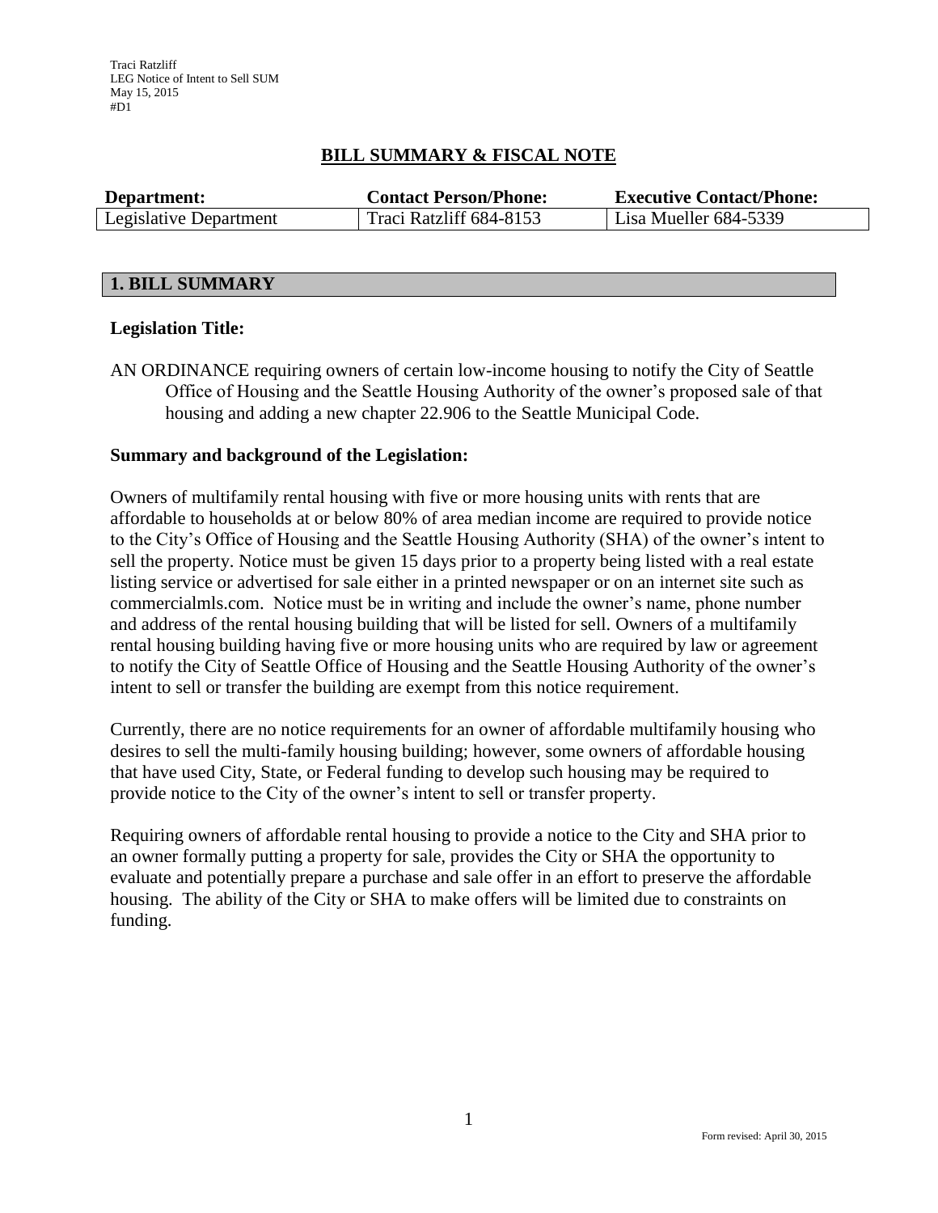Traci Ratzliff
LEG Notice of Intent to Sell SUM
May 15, 2015
#D1

# BILL SUMMARY & FISCAL NOTE

| Department: | Contact Person/Phone: | Executive Contact/Phone: |
| --- | --- | --- |
| Legislative Department | Traci Ratzliff 684-8153 | Lisa Mueller 684-5339 |

## 1. BILL SUMMARY

**Legislation Title:**

AN ORDINANCE requiring owners of certain low-income housing to notify the City of Seattle Office of Housing and the Seattle Housing Authority of the owner's proposed sale of that housing and adding a new chapter 22.906 to the Seattle Municipal Code.

**Summary and background of the Legislation:**

Owners of multifamily rental housing with five or more housing units with rents that are affordable to households at or below 80% of area median income are required to provide notice to the City's Office of Housing and the Seattle Housing Authority (SHA) of the owner's intent to sell the property. Notice must be given 15 days prior to a property being listed with a real estate listing service or advertised for sale either in a printed newspaper or on an internet site such as commercialmls.com. Notice must be in writing and include the owner's name, phone number and address of the rental housing building that will be listed for sell. Owners of a multifamily rental housing building having five or more housing units who are required by law or agreement to notify the City of Seattle Office of Housing and the Seattle Housing Authority of the owner's intent to sell or transfer the building are exempt from this notice requirement.

Currently, there are no notice requirements for an owner of affordable multifamily housing who desires to sell the multi-family housing building; however, some owners of affordable housing that have used City, State, or Federal funding to develop such housing may be required to provide notice to the City of the owner's intent to sell or transfer property.

Requiring owners of affordable rental housing to provide a notice to the City and SHA prior to an owner formally putting a property for sale, provides the City or SHA the opportunity to evaluate and potentially prepare a purchase and sale offer in an effort to preserve the affordable housing. The ability of the City or SHA to make offers will be limited due to constraints on funding.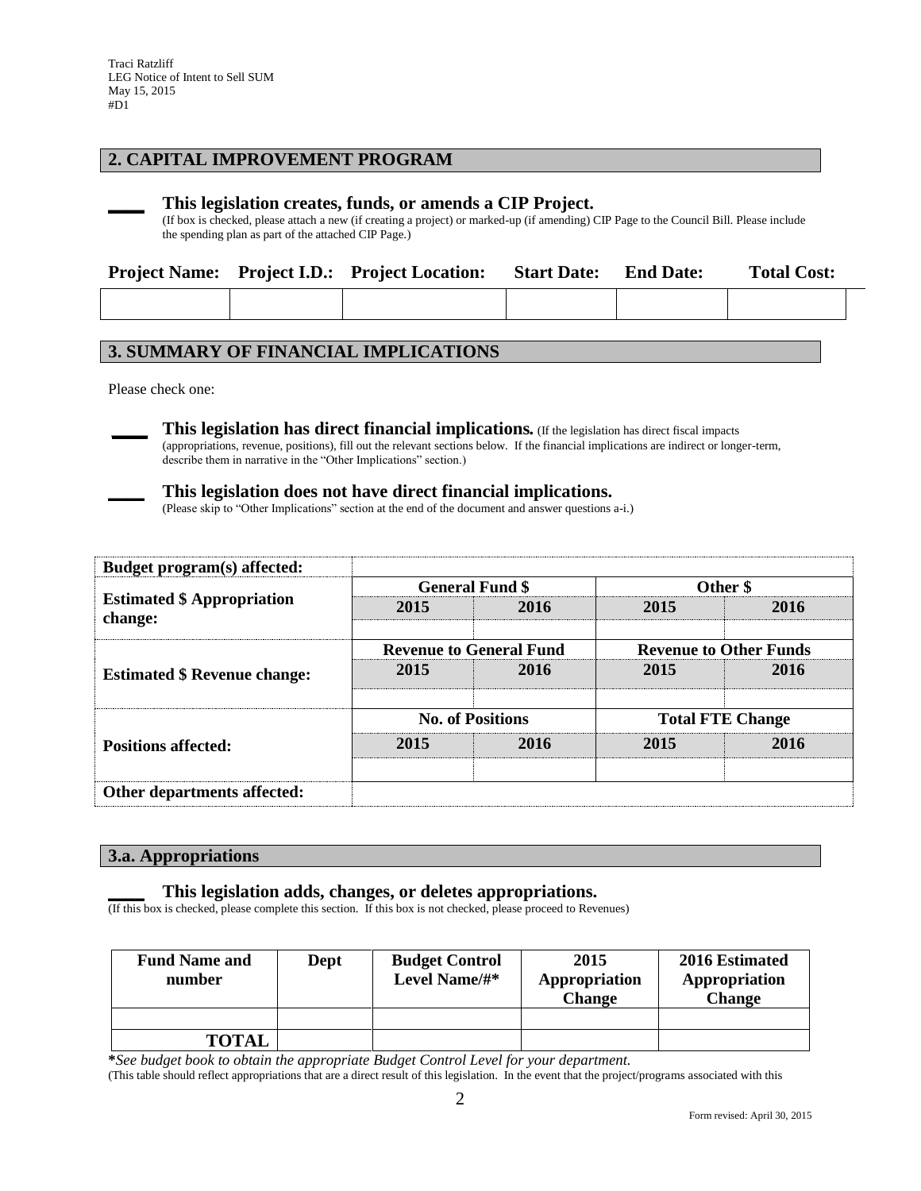Traci Ratzliff
LEG Notice of Intent to Sell SUM
May 15, 2015
#D1

## 2. CAPITAL IMPROVEMENT PROGRAM

____ **This legislation creates, funds, or amends a CIP Project.**
(If box is checked, please attach a new (if creating a project) or marked-up (if amending) CIP Page to the Council Bill. Please include the spending plan as part of the attached CIP Page.)

| Project Name: | Project I.D.: | Project Location: | Start Date: | End Date: | Total Cost: |
|---|---|---|---|---|---|
| | | | | | |

## 3. SUMMARY OF FINANCIAL IMPLICATIONS

Please check one:

____ **This legislation has direct financial implications.** (If the legislation has direct fiscal impacts (appropriations, revenue, positions), fill out the relevant sections below. If the financial implications are indirect or longer-term, describe them in narrative in the "Other Implications" section.)

____ **This legislation does not have direct financial implications.**
(Please skip to "Other Implications" section at the end of the document and answer questions a-i.)

| **Budget program(s) affected:** | | | | |
|---|---|---|---|---|
| **Estimated $ Appropriation change:** | **General Fund $** | | **Other $** | |
| | **2015** | **2016** | **2015** | **2016** |
| | | | | |
| **Estimated $ Revenue change:** | **Revenue to General Fund** | | **Revenue to Other Funds** | |
| | **2015** | **2016** | **2015** | **2016** |
| | | | | |
| **Positions affected:** | **No. of Positions** | | **Total FTE Change** | |
| | **2015** | **2016** | **2015** | **2016** |
| | | | | |
| **Other departments affected:** | | | | |

## 3.a. Appropriations

____ **This legislation adds, changes, or deletes appropriations.**
(If this box is checked, please complete this section. If this box is not checked, please proceed to Revenues)

| Fund Name and number | Dept | Budget Control Level Name/#* | 2015 Appropriation Change | 2016 Estimated Appropriation Change |
|---|---|---|---|---|
| | | | | |
| **TOTAL** | | | | |

***See budget book to obtain the appropriate Budget Control Level for your department.***
(This table should reflect appropriations that are a direct result of this legislation. In the event that the project/programs associated with this

Form revised: April 30, 2015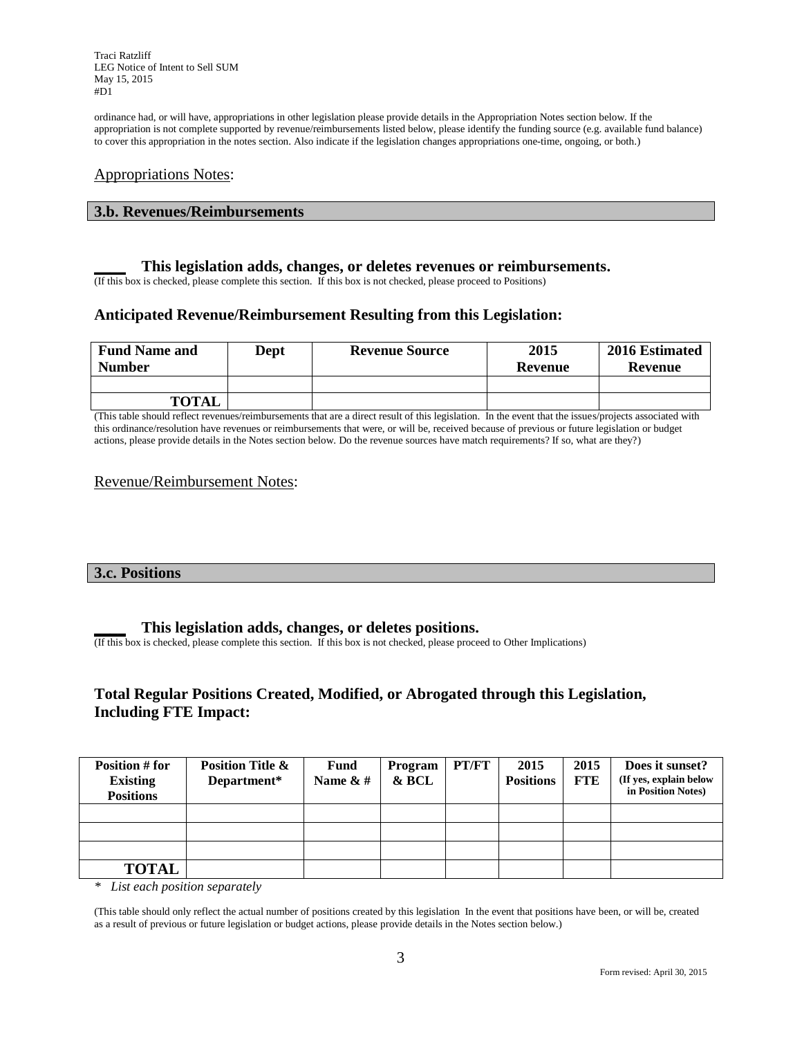ordinance had, or will have, appropriations in other legislation please provide details in the Appropriation Notes section below. If the appropriation is not complete supported by revenue/reimbursements listed below, please identify the funding source (e.g. available fund balance) to cover this appropriation in the notes section. Also indicate if the legislation changes appropriations one-time, ongoing, or both.)

Appropriations Notes:

## 3.b. Revenues/Reimbursements

____ **This legislation adds, changes, or deletes revenues or reimbursements.**
(If this box is checked, please complete this section. If this box is not checked, please proceed to Positions)

### Anticipated Revenue/Reimbursement Resulting from this Legislation:

| Fund Name and Number | Dept | Revenue Source | 2015 Revenue | 2016 Estimated Revenue |
|---|---|---|---|---|
| | | | | |
| TOTAL | | | | |

(This table should reflect revenues/reimbursements that are a direct result of this legislation. In the event that the issues/projects associated with this ordinance/resolution have revenues or reimbursements that were, or will be, received because of previous or future legislation or budget actions, please provide details in the Notes section below. Do the revenue sources have match requirements? If so, what are they?)

Revenue/Reimbursement Notes:

## 3.c. Positions

____ **This legislation adds, changes, or deletes positions.**
(If this box is checked, please complete this section. If this box is not checked, please proceed to Other Implications)

### Total Regular Positions Created, Modified, or Abrogated through this Legislation, Including FTE Impact:

| Position # for Existing Positions | Position Title & Department* | Fund Name & # | Program & BCL | PT/FT | 2015 Positions | 2015 FTE | Does it sunset? (If yes, explain below in Position Notes) |
|---|---|---|---|---|---|---|---|
| | | | | | | | |
| | | | | | | | |
| | | | | | | | |
| TOTAL | | | | | | | |

\* *List each position separately*

(This table should only reflect the actual number of positions created by this legislation In the event that positions have been, or will be, created as a result of previous or future legislation or budget actions, please provide details in the Notes section below.)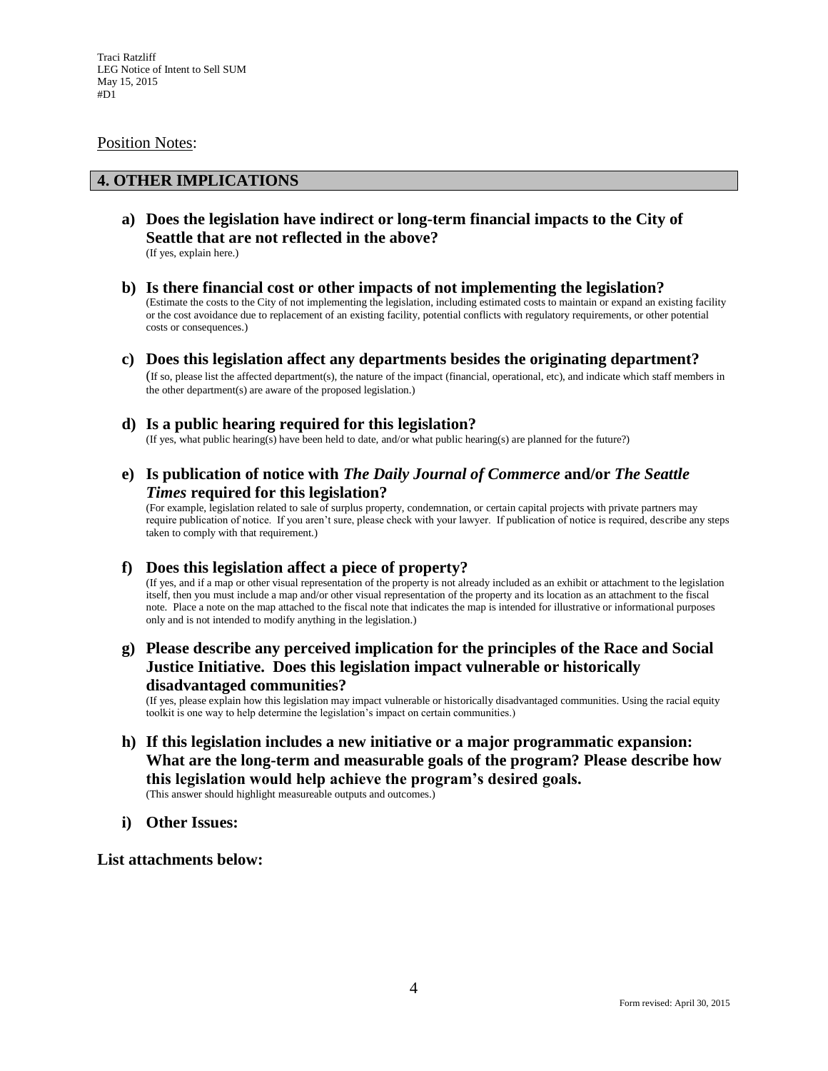Position Notes:

## 4. OTHER IMPLICATIONS

**a) Does the legislation have indirect or long-term financial impacts to the City of Seattle that are not reflected in the above?**
(If yes, explain here.)

**b) Is there financial cost or other impacts of not implementing the legislation?**
(Estimate the costs to the City of not implementing the legislation, including estimated costs to maintain or expand an existing facility or the cost avoidance due to replacement of an existing facility, potential conflicts with regulatory requirements, or other potential costs or consequences.)

**c) Does this legislation affect any departments besides the originating department?**
(If so, please list the affected department(s), the nature of the impact (financial, operational, etc), and indicate which staff members in the other department(s) are aware of the proposed legislation.)

**d) Is a public hearing required for this legislation?**
(If yes, what public hearing(s) have been held to date, and/or what public hearing(s) are planned for the future?)

**e) Is publication of notice with *The Daily Journal of Commerce* and/or *The Seattle Times* required for this legislation?**
(For example, legislation related to sale of surplus property, condemnation, or certain capital projects with private partners may require publication of notice. If you aren't sure, please check with your lawyer. If publication of notice is required, describe any steps taken to comply with that requirement.)

**f) Does this legislation affect a piece of property?**
(If yes, and if a map or other visual representation of the property is not already included as an exhibit or attachment to the legislation itself, then you must include a map and/or other visual representation of the property and its location as an attachment to the fiscal note. Place a note on the map attached to the fiscal note that indicates the map is intended for illustrative or informational purposes only and is not intended to modify anything in the legislation.)

**g) Please describe any perceived implication for the principles of the Race and Social Justice Initiative. Does this legislation impact vulnerable or historically disadvantaged communities?**
(If yes, please explain how this legislation may impact vulnerable or historically disadvantaged communities. Using the racial equity toolkit is one way to help determine the legislation's impact on certain communities.)

**h) If this legislation includes a new initiative or a major programmatic expansion: What are the long-term and measurable goals of the program? Please describe how this legislation would help achieve the program's desired goals.**
(This answer should highlight measureable outputs and outcomes.)

**i) Other Issues:**

**List attachments below:**